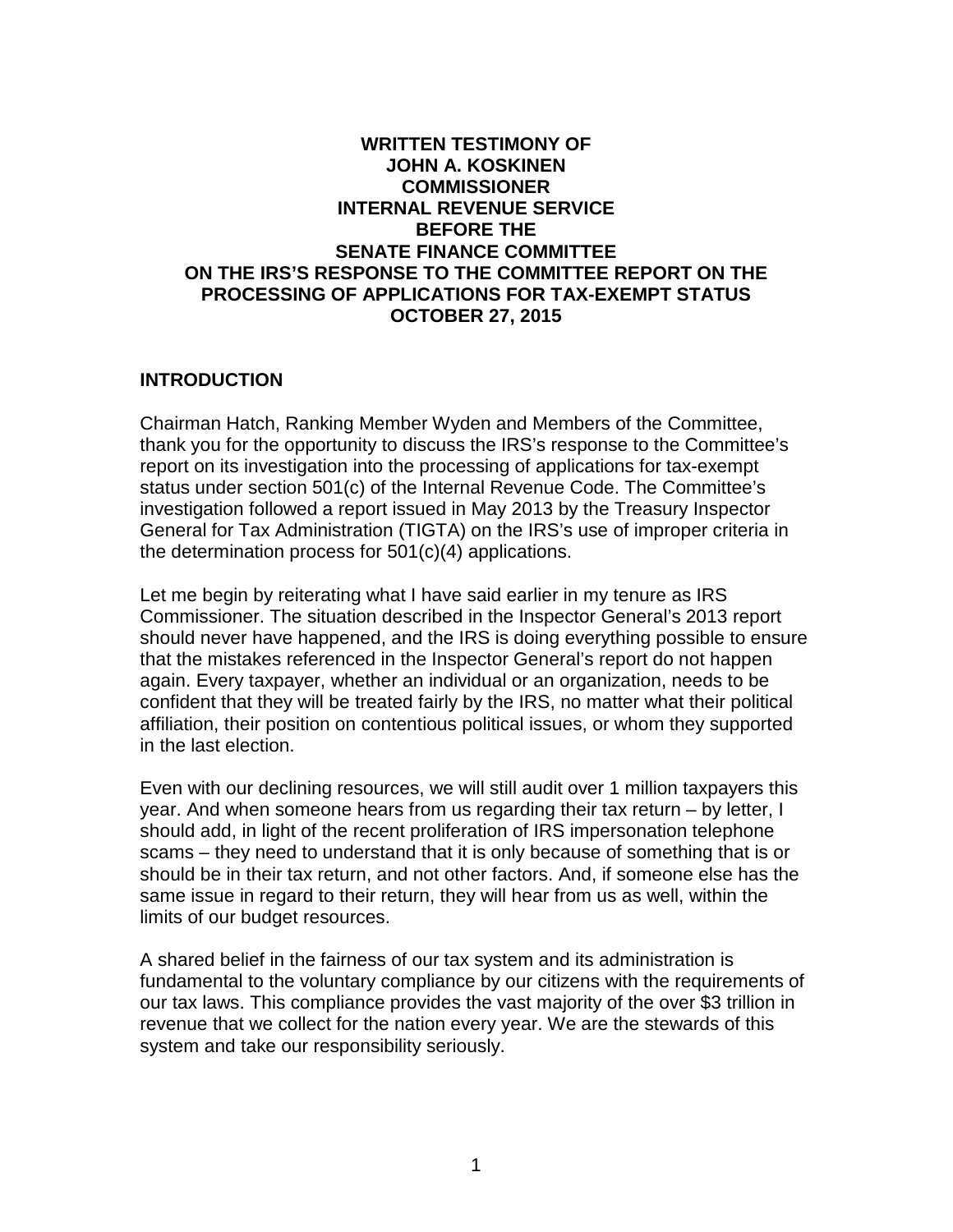**WRITTEN TESTIMONY OF**
**JOHN A. KOSKINEN**
**COMMISSIONER**
**INTERNAL REVENUE SERVICE**
**BEFORE THE**
**SENATE FINANCE COMMITTEE**
**ON THE IRS'S RESPONSE TO THE COMMITTEE REPORT ON THE PROCESSING OF APPLICATIONS FOR TAX-EXEMPT STATUS**
**OCTOBER 27, 2015**

## INTRODUCTION

Chairman Hatch, Ranking Member Wyden and Members of the Committee, thank you for the opportunity to discuss the IRS's response to the Committee's report on its investigation into the processing of applications for tax-exempt status under section 501(c) of the Internal Revenue Code. The Committee's investigation followed a report issued in May 2013 by the Treasury Inspector General for Tax Administration (TIGTA) on the IRS's use of improper criteria in the determination process for 501(c)(4) applications.

Let me begin by reiterating what I have said earlier in my tenure as IRS Commissioner. The situation described in the Inspector General's 2013 report should never have happened, and the IRS is doing everything possible to ensure that the mistakes referenced in the Inspector General's report do not happen again. Every taxpayer, whether an individual or an organization, needs to be confident that they will be treated fairly by the IRS, no matter what their political affiliation, their position on contentious political issues, or whom they supported in the last election.

Even with our declining resources, we will still audit over 1 million taxpayers this year. And when someone hears from us regarding their tax return – by letter, I should add, in light of the recent proliferation of IRS impersonation telephone scams – they need to understand that it is only because of something that is or should be in their tax return, and not other factors. And, if someone else has the same issue in regard to their return, they will hear from us as well, within the limits of our budget resources.

A shared belief in the fairness of our tax system and its administration is fundamental to the voluntary compliance by our citizens with the requirements of our tax laws. This compliance provides the vast majority of the over $3 trillion in revenue that we collect for the nation every year. We are the stewards of this system and take our responsibility seriously.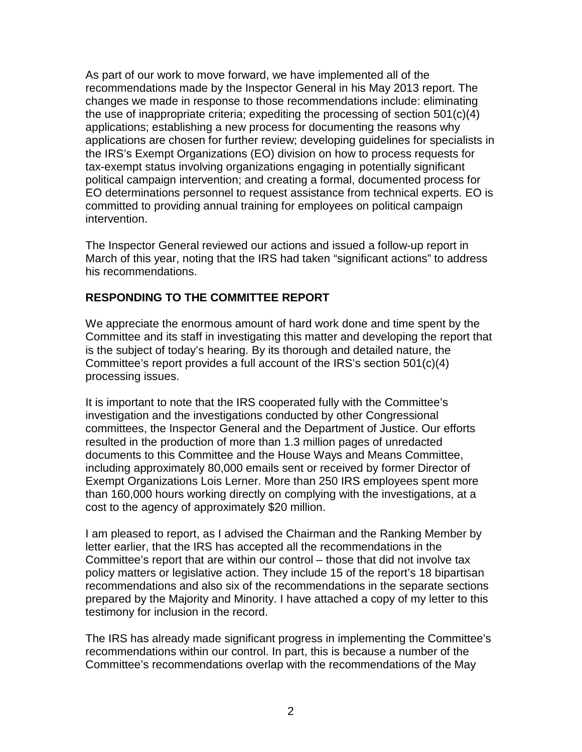As part of our work to move forward, we have implemented all of the recommendations made by the Inspector General in his May 2013 report. The changes we made in response to those recommendations include: eliminating the use of inappropriate criteria; expediting the processing of section 501(c)(4) applications; establishing a new process for documenting the reasons why applications are chosen for further review; developing guidelines for specialists in the IRS's Exempt Organizations (EO) division on how to process requests for tax-exempt status involving organizations engaging in potentially significant political campaign intervention; and creating a formal, documented process for EO determinations personnel to request assistance from technical experts. EO is committed to providing annual training for employees on political campaign intervention.

The Inspector General reviewed our actions and issued a follow-up report in March of this year, noting that the IRS had taken "significant actions" to address his recommendations.

## RESPONDING TO THE COMMITTEE REPORT

We appreciate the enormous amount of hard work done and time spent by the Committee and its staff in investigating this matter and developing the report that is the subject of today's hearing. By its thorough and detailed nature, the Committee's report provides a full account of the IRS's section 501(c)(4) processing issues.

It is important to note that the IRS cooperated fully with the Committee's investigation and the investigations conducted by other Congressional committees, the Inspector General and the Department of Justice. Our efforts resulted in the production of more than 1.3 million pages of unredacted documents to this Committee and the House Ways and Means Committee, including approximately 80,000 emails sent or received by former Director of Exempt Organizations Lois Lerner. More than 250 IRS employees spent more than 160,000 hours working directly on complying with the investigations, at a cost to the agency of approximately $20 million.

I am pleased to report, as I advised the Chairman and the Ranking Member by letter earlier, that the IRS has accepted all the recommendations in the Committee's report that are within our control – those that did not involve tax policy matters or legislative action. They include 15 of the report's 18 bipartisan recommendations and also six of the recommendations in the separate sections prepared by the Majority and Minority. I have attached a copy of my letter to this testimony for inclusion in the record.

The IRS has already made significant progress in implementing the Committee's recommendations within our control. In part, this is because a number of the Committee's recommendations overlap with the recommendations of the May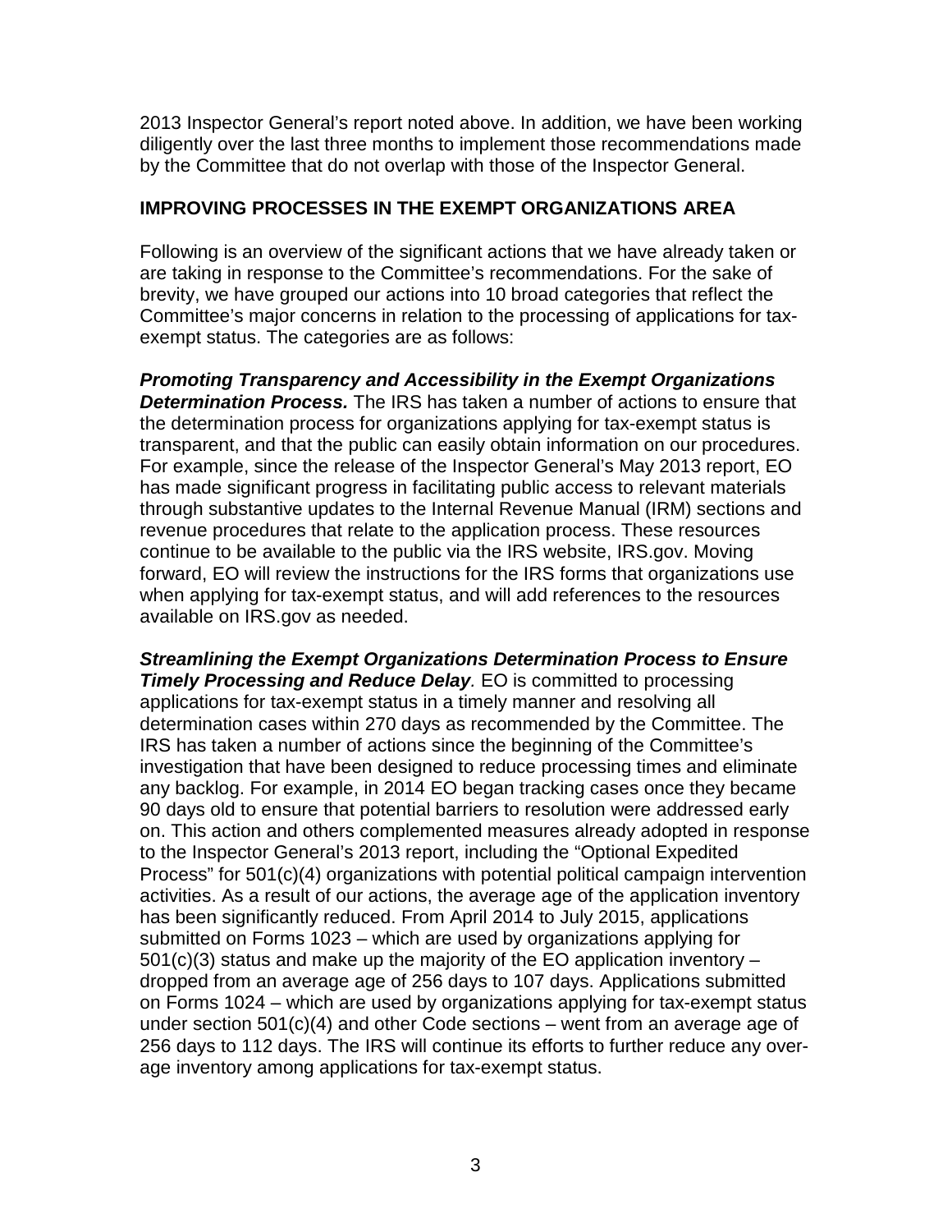2013 Inspector General's report noted above. In addition, we have been working diligently over the last three months to implement those recommendations made by the Committee that do not overlap with those of the Inspector General.

## IMPROVING PROCESSES IN THE EXEMPT ORGANIZATIONS AREA

Following is an overview of the significant actions that we have already taken or are taking in response to the Committee's recommendations. For the sake of brevity, we have grouped our actions into 10 broad categories that reflect the Committee's major concerns in relation to the processing of applications for tax-exempt status. The categories are as follows:

***Promoting Transparency and Accessibility in the Exempt Organizations Determination Process.*** The IRS has taken a number of actions to ensure that the determination process for organizations applying for tax-exempt status is transparent, and that the public can easily obtain information on our procedures. For example, since the release of the Inspector General's May 2013 report, EO has made significant progress in facilitating public access to relevant materials through substantive updates to the Internal Revenue Manual (IRM) sections and revenue procedures that relate to the application process. These resources continue to be available to the public via the IRS website, IRS.gov. Moving forward, EO will review the instructions for the IRS forms that organizations use when applying for tax-exempt status, and will add references to the resources available on IRS.gov as needed.

***Streamlining the Exempt Organizations Determination Process to Ensure Timely Processing and Reduce Delay*.** EO is committed to processing applications for tax-exempt status in a timely manner and resolving all determination cases within 270 days as recommended by the Committee. The IRS has taken a number of actions since the beginning of the Committee's investigation that have been designed to reduce processing times and eliminate any backlog. For example, in 2014 EO began tracking cases once they became 90 days old to ensure that potential barriers to resolution were addressed early on. This action and others complemented measures already adopted in response to the Inspector General's 2013 report, including the "Optional Expedited Process" for 501(c)(4) organizations with potential political campaign intervention activities. As a result of our actions, the average age of the application inventory has been significantly reduced. From April 2014 to July 2015, applications submitted on Forms 1023 – which are used by organizations applying for 501(c)(3) status and make up the majority of the EO application inventory – dropped from an average age of 256 days to 107 days. Applications submitted on Forms 1024 – which are used by organizations applying for tax-exempt status under section 501(c)(4) and other Code sections – went from an average age of 256 days to 112 days. The IRS will continue its efforts to further reduce any over-age inventory among applications for tax-exempt status.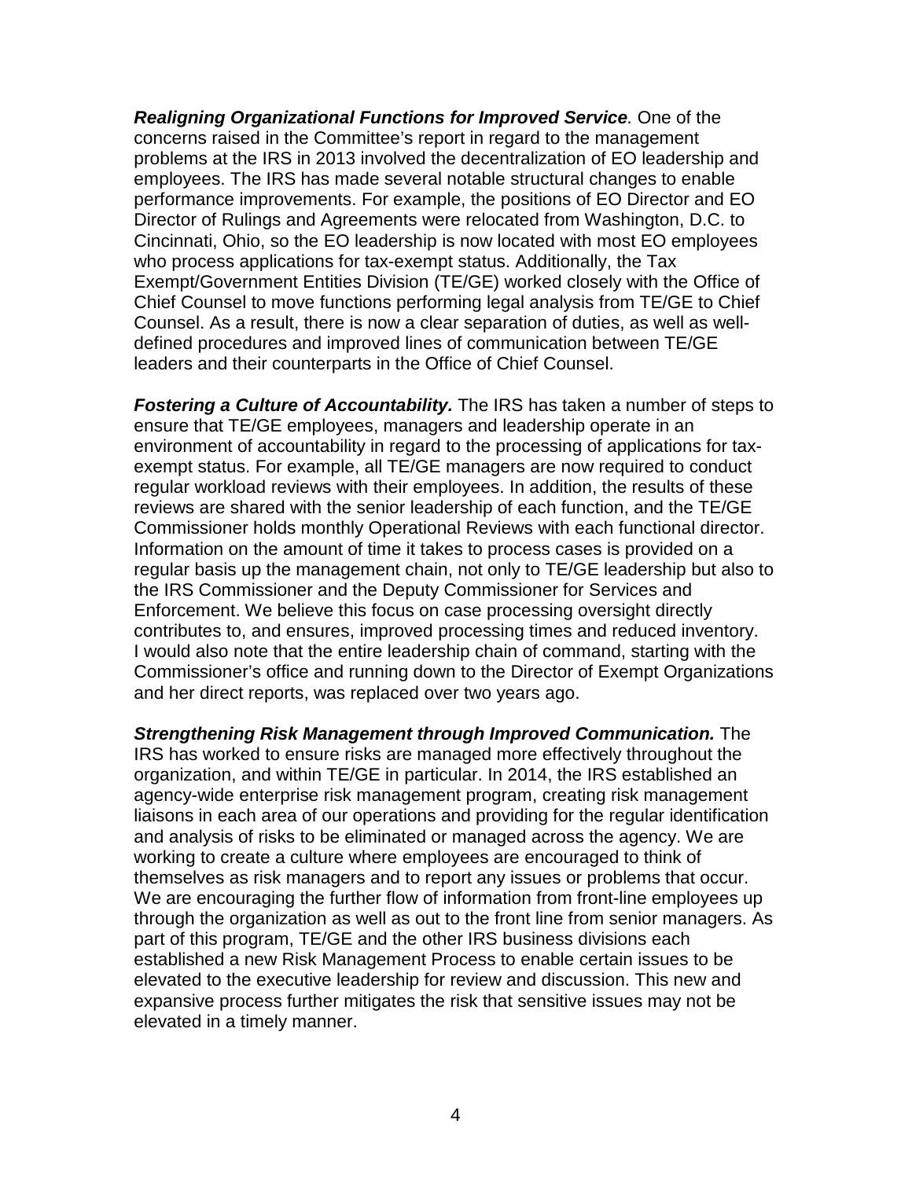***Realigning Organizational Functions for Improved Service****.* One of the concerns raised in the Committee's report in regard to the management problems at the IRS in 2013 involved the decentralization of EO leadership and employees. The IRS has made several notable structural changes to enable performance improvements. For example, the positions of EO Director and EO Director of Rulings and Agreements were relocated from Washington, D.C. to Cincinnati, Ohio, so the EO leadership is now located with most EO employees who process applications for tax-exempt status. Additionally, the Tax Exempt/Government Entities Division (TE/GE) worked closely with the Office of Chief Counsel to move functions performing legal analysis from TE/GE to Chief Counsel. As a result, there is now a clear separation of duties, as well as well-defined procedures and improved lines of communication between TE/GE leaders and their counterparts in the Office of Chief Counsel.

***Fostering a Culture of Accountability.*** The IRS has taken a number of steps to ensure that TE/GE employees, managers and leadership operate in an environment of accountability in regard to the processing of applications for tax-exempt status. For example, all TE/GE managers are now required to conduct regular workload reviews with their employees. In addition, the results of these reviews are shared with the senior leadership of each function, and the TE/GE Commissioner holds monthly Operational Reviews with each functional director. Information on the amount of time it takes to process cases is provided on a regular basis up the management chain, not only to TE/GE leadership but also to the IRS Commissioner and the Deputy Commissioner for Services and Enforcement. We believe this focus on case processing oversight directly contributes to, and ensures, improved processing times and reduced inventory. I would also note that the entire leadership chain of command, starting with the Commissioner's office and running down to the Director of Exempt Organizations and her direct reports, was replaced over two years ago.

***Strengthening Risk Management through Improved Communication.*** The IRS has worked to ensure risks are managed more effectively throughout the organization, and within TE/GE in particular. In 2014, the IRS established an agency-wide enterprise risk management program, creating risk management liaisons in each area of our operations and providing for the regular identification and analysis of risks to be eliminated or managed across the agency. We are working to create a culture where employees are encouraged to think of themselves as risk managers and to report any issues or problems that occur. We are encouraging the further flow of information from front-line employees up through the organization as well as out to the front line from senior managers. As part of this program, TE/GE and the other IRS business divisions each established a new Risk Management Process to enable certain issues to be elevated to the executive leadership for review and discussion. This new and expansive process further mitigates the risk that sensitive issues may not be elevated in a timely manner.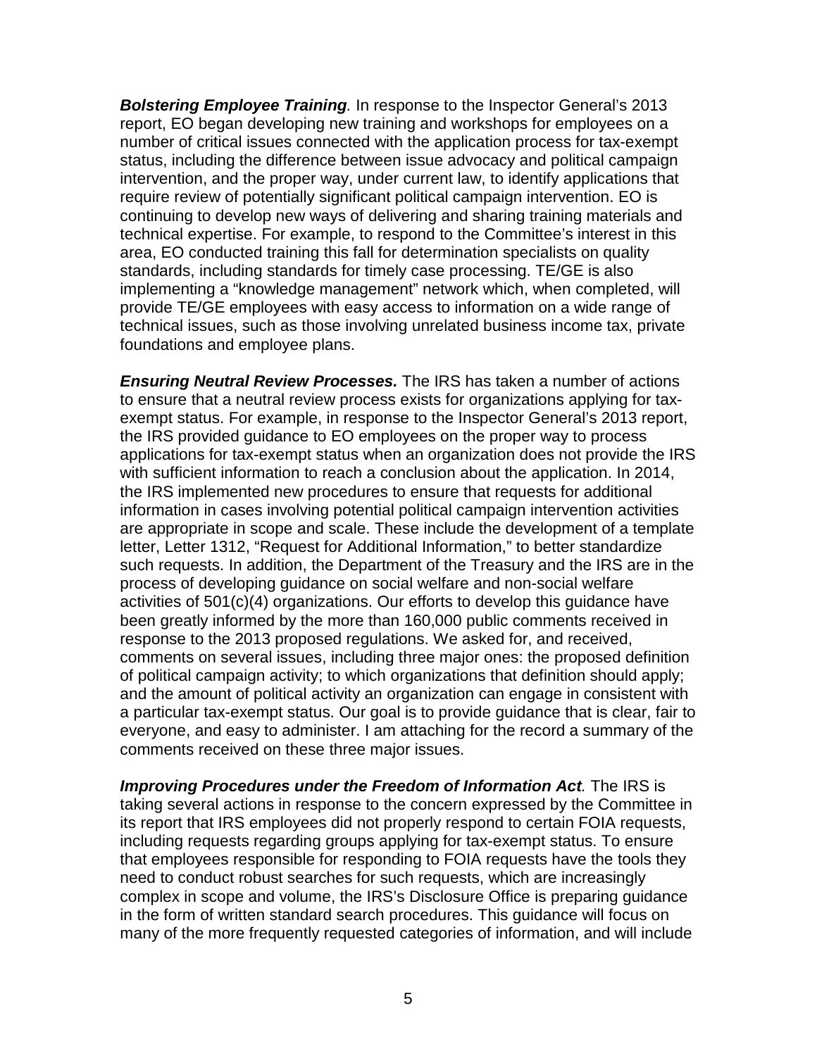***Bolstering Employee Training*.** In response to the Inspector General's 2013 report, EO began developing new training and workshops for employees on a number of critical issues connected with the application process for tax-exempt status, including the difference between issue advocacy and political campaign intervention, and the proper way, under current law, to identify applications that require review of potentially significant political campaign intervention. EO is continuing to develop new ways of delivering and sharing training materials and technical expertise. For example, to respond to the Committee's interest in this area, EO conducted training this fall for determination specialists on quality standards, including standards for timely case processing. TE/GE is also implementing a "knowledge management" network which, when completed, will provide TE/GE employees with easy access to information on a wide range of technical issues, such as those involving unrelated business income tax, private foundations and employee plans.

***Ensuring Neutral Review Processes.*** The IRS has taken a number of actions to ensure that a neutral review process exists for organizations applying for tax-exempt status. For example, in response to the Inspector General's 2013 report, the IRS provided guidance to EO employees on the proper way to process applications for tax-exempt status when an organization does not provide the IRS with sufficient information to reach a conclusion about the application. In 2014, the IRS implemented new procedures to ensure that requests for additional information in cases involving potential political campaign intervention activities are appropriate in scope and scale. These include the development of a template letter, Letter 1312, "Request for Additional Information," to better standardize such requests. In addition, the Department of the Treasury and the IRS are in the process of developing guidance on social welfare and non-social welfare activities of 501(c)(4) organizations. Our efforts to develop this guidance have been greatly informed by the more than 160,000 public comments received in response to the 2013 proposed regulations. We asked for, and received, comments on several issues, including three major ones: the proposed definition of political campaign activity; to which organizations that definition should apply; and the amount of political activity an organization can engage in consistent with a particular tax-exempt status. Our goal is to provide guidance that is clear, fair to everyone, and easy to administer. I am attaching for the record a summary of the comments received on these three major issues.

***Improving Procedures under the Freedom of Information Act*.** The IRS is taking several actions in response to the concern expressed by the Committee in its report that IRS employees did not properly respond to certain FOIA requests, including requests regarding groups applying for tax-exempt status. To ensure that employees responsible for responding to FOIA requests have the tools they need to conduct robust searches for such requests, which are increasingly complex in scope and volume, the IRS's Disclosure Office is preparing guidance in the form of written standard search procedures. This guidance will focus on many of the more frequently requested categories of information, and will include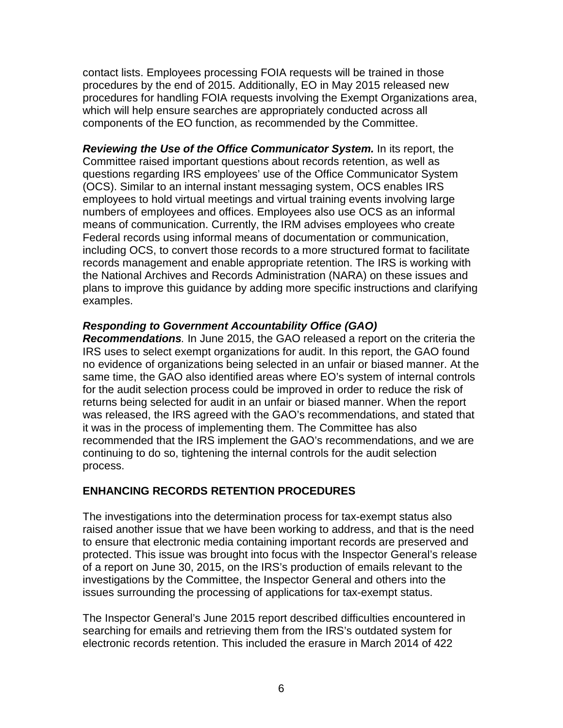contact lists. Employees processing FOIA requests will be trained in those procedures by the end of 2015. Additionally, EO in May 2015 released new procedures for handling FOIA requests involving the Exempt Organizations area, which will help ensure searches are appropriately conducted across all components of the EO function, as recommended by the Committee.

***Reviewing the Use of the Office Communicator System.*** In its report, the Committee raised important questions about records retention, as well as questions regarding IRS employees' use of the Office Communicator System (OCS). Similar to an internal instant messaging system, OCS enables IRS employees to hold virtual meetings and virtual training events involving large numbers of employees and offices. Employees also use OCS as an informal means of communication. Currently, the IRM advises employees who create Federal records using informal means of documentation or communication, including OCS, to convert those records to a more structured format to facilitate records management and enable appropriate retention. The IRS is working with the National Archives and Records Administration (NARA) on these issues and plans to improve this guidance by adding more specific instructions and clarifying examples.

***Responding to Government Accountability Office (GAO) Recommendations.*** In June 2015, the GAO released a report on the criteria the IRS uses to select exempt organizations for audit. In this report, the GAO found no evidence of organizations being selected in an unfair or biased manner. At the same time, the GAO also identified areas where EO's system of internal controls for the audit selection process could be improved in order to reduce the risk of returns being selected for audit in an unfair or biased manner. When the report was released, the IRS agreed with the GAO's recommendations, and stated that it was in the process of implementing them. The Committee has also recommended that the IRS implement the GAO's recommendations, and we are continuing to do so, tightening the internal controls for the audit selection process.

## ENHANCING RECORDS RETENTION PROCEDURES

The investigations into the determination process for tax-exempt status also raised another issue that we have been working to address, and that is the need to ensure that electronic media containing important records are preserved and protected. This issue was brought into focus with the Inspector General's release of a report on June 30, 2015, on the IRS's production of emails relevant to the investigations by the Committee, the Inspector General and others into the issues surrounding the processing of applications for tax-exempt status.

The Inspector General's June 2015 report described difficulties encountered in searching for emails and retrieving them from the IRS's outdated system for electronic records retention. This included the erasure in March 2014 of 422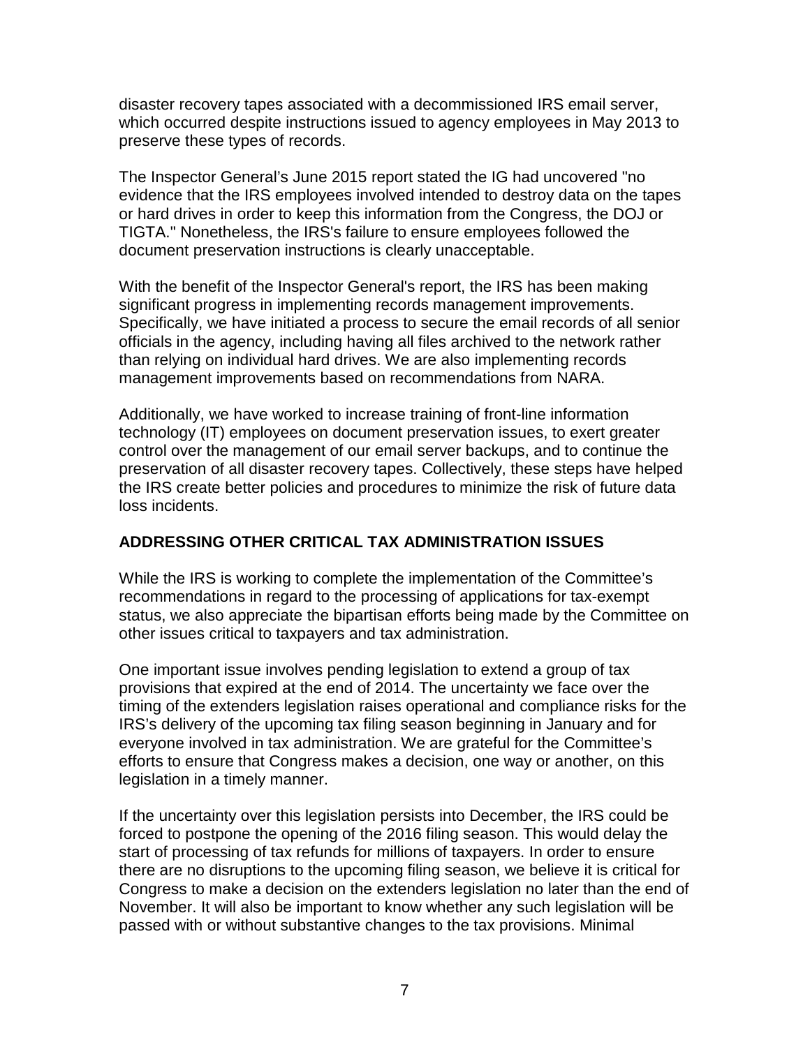disaster recovery tapes associated with a decommissioned IRS email server, which occurred despite instructions issued to agency employees in May 2013 to preserve these types of records.

The Inspector General's June 2015 report stated the IG had uncovered "no evidence that the IRS employees involved intended to destroy data on the tapes or hard drives in order to keep this information from the Congress, the DOJ or TIGTA." Nonetheless, the IRS's failure to ensure employees followed the document preservation instructions is clearly unacceptable.

With the benefit of the Inspector General's report, the IRS has been making significant progress in implementing records management improvements. Specifically, we have initiated a process to secure the email records of all senior officials in the agency, including having all files archived to the network rather than relying on individual hard drives. We are also implementing records management improvements based on recommendations from NARA.

Additionally, we have worked to increase training of front-line information technology (IT) employees on document preservation issues, to exert greater control over the management of our email server backups, and to continue the preservation of all disaster recovery tapes. Collectively, these steps have helped the IRS create better policies and procedures to minimize the risk of future data loss incidents.

## ADDRESSING OTHER CRITICAL TAX ADMINISTRATION ISSUES

While the IRS is working to complete the implementation of the Committee's recommendations in regard to the processing of applications for tax-exempt status, we also appreciate the bipartisan efforts being made by the Committee on other issues critical to taxpayers and tax administration.

One important issue involves pending legislation to extend a group of tax provisions that expired at the end of 2014. The uncertainty we face over the timing of the extenders legislation raises operational and compliance risks for the IRS's delivery of the upcoming tax filing season beginning in January and for everyone involved in tax administration. We are grateful for the Committee's efforts to ensure that Congress makes a decision, one way or another, on this legislation in a timely manner.

If the uncertainty over this legislation persists into December, the IRS could be forced to postpone the opening of the 2016 filing season. This would delay the start of processing of tax refunds for millions of taxpayers. In order to ensure there are no disruptions to the upcoming filing season, we believe it is critical for Congress to make a decision on the extenders legislation no later than the end of November. It will also be important to know whether any such legislation will be passed with or without substantive changes to the tax provisions. Minimal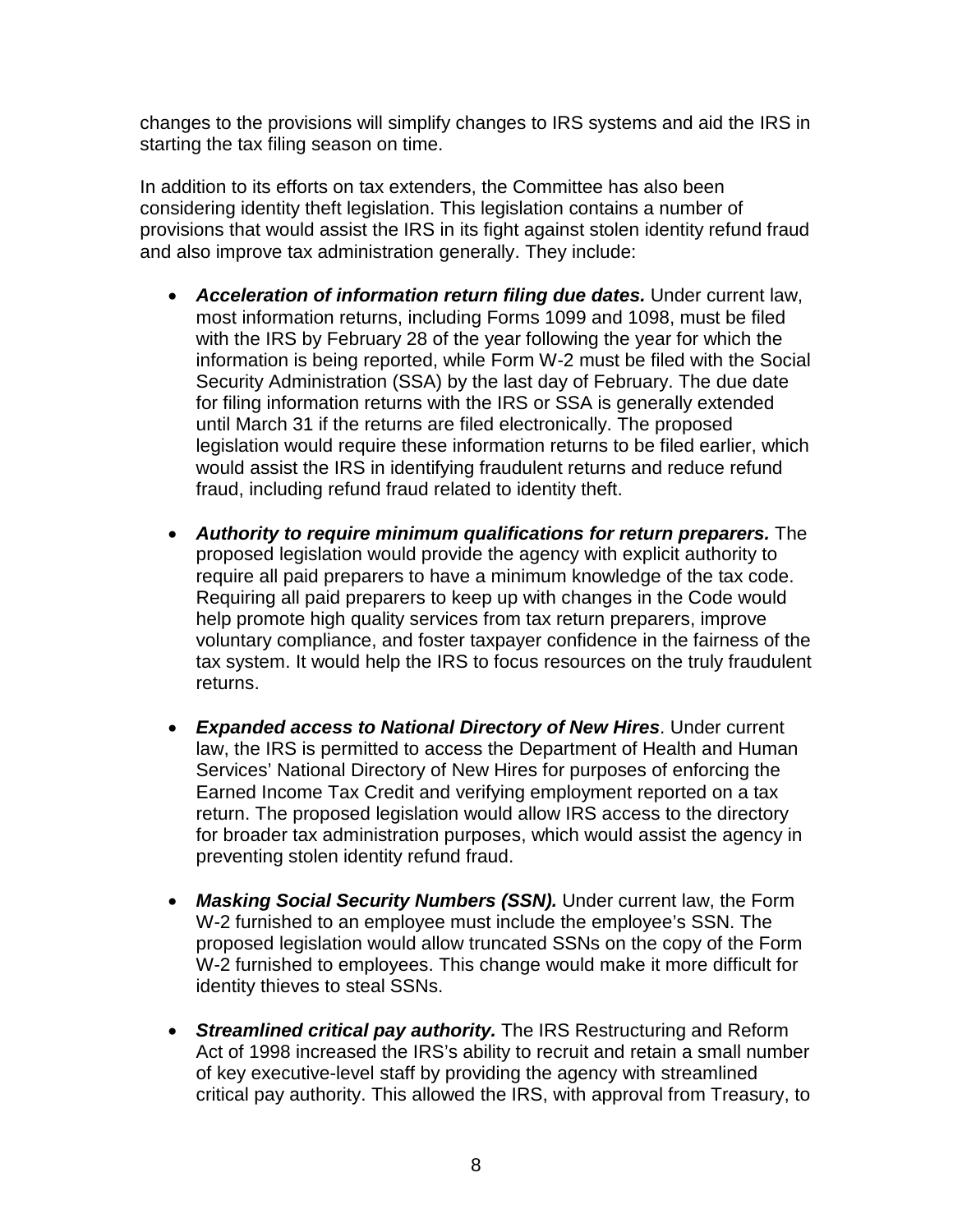changes to the provisions will simplify changes to IRS systems and aid the IRS in starting the tax filing season on time.

In addition to its efforts on tax extenders, the Committee has also been considering identity theft legislation. This legislation contains a number of provisions that would assist the IRS in its fight against stolen identity refund fraud and also improve tax administration generally. They include:

- ***Acceleration of information return filing due dates.*** Under current law, most information returns, including Forms 1099 and 1098, must be filed with the IRS by February 28 of the year following the year for which the information is being reported, while Form W-2 must be filed with the Social Security Administration (SSA) by the last day of February. The due date for filing information returns with the IRS or SSA is generally extended until March 31 if the returns are filed electronically. The proposed legislation would require these information returns to be filed earlier, which would assist the IRS in identifying fraudulent returns and reduce refund fraud, including refund fraud related to identity theft.

- ***Authority to require minimum qualifications for return preparers.*** The proposed legislation would provide the agency with explicit authority to require all paid preparers to have a minimum knowledge of the tax code. Requiring all paid preparers to keep up with changes in the Code would help promote high quality services from tax return preparers, improve voluntary compliance, and foster taxpayer confidence in the fairness of the tax system. It would help the IRS to focus resources on the truly fraudulent returns.

- ***Expanded access to National Directory of New Hires***. Under current law, the IRS is permitted to access the Department of Health and Human Services' National Directory of New Hires for purposes of enforcing the Earned Income Tax Credit and verifying employment reported on a tax return. The proposed legislation would allow IRS access to the directory for broader tax administration purposes, which would assist the agency in preventing stolen identity refund fraud.

- ***Masking Social Security Numbers (SSN).*** Under current law, the Form W-2 furnished to an employee must include the employee's SSN. The proposed legislation would allow truncated SSNs on the copy of the Form W-2 furnished to employees. This change would make it more difficult for identity thieves to steal SSNs.

- ***Streamlined critical pay authority.*** The IRS Restructuring and Reform Act of 1998 increased the IRS's ability to recruit and retain a small number of key executive-level staff by providing the agency with streamlined critical pay authority. This allowed the IRS, with approval from Treasury, to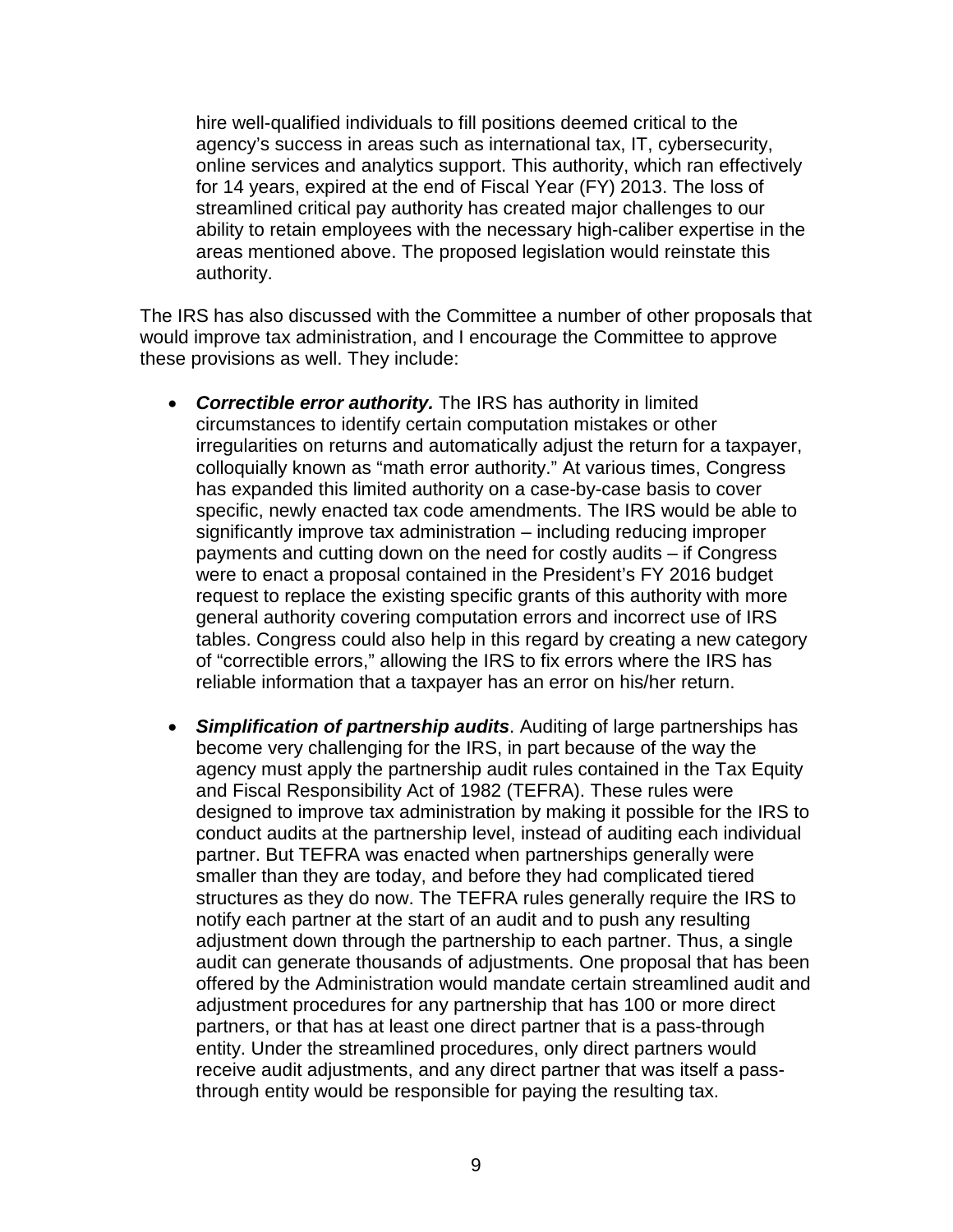hire well-qualified individuals to fill positions deemed critical to the agency's success in areas such as international tax, IT, cybersecurity, online services and analytics support. This authority, which ran effectively for 14 years, expired at the end of Fiscal Year (FY) 2013. The loss of streamlined critical pay authority has created major challenges to our ability to retain employees with the necessary high-caliber expertise in the areas mentioned above. The proposed legislation would reinstate this authority.

The IRS has also discussed with the Committee a number of other proposals that would improve tax administration, and I encourage the Committee to approve these provisions as well. They include:

- ***Correctible error authority.*** The IRS has authority in limited circumstances to identify certain computation mistakes or other irregularities on returns and automatically adjust the return for a taxpayer, colloquially known as "math error authority." At various times, Congress has expanded this limited authority on a case-by-case basis to cover specific, newly enacted tax code amendments. The IRS would be able to significantly improve tax administration – including reducing improper payments and cutting down on the need for costly audits – if Congress were to enact a proposal contained in the President's FY 2016 budget request to replace the existing specific grants of this authority with more general authority covering computation errors and incorrect use of IRS tables. Congress could also help in this regard by creating a new category of "correctible errors," allowing the IRS to fix errors where the IRS has reliable information that a taxpayer has an error on his/her return.

- ***Simplification of partnership audits***. Auditing of large partnerships has become very challenging for the IRS, in part because of the way the agency must apply the partnership audit rules contained in the Tax Equity and Fiscal Responsibility Act of 1982 (TEFRA). These rules were designed to improve tax administration by making it possible for the IRS to conduct audits at the partnership level, instead of auditing each individual partner. But TEFRA was enacted when partnerships generally were smaller than they are today, and before they had complicated tiered structures as they do now. The TEFRA rules generally require the IRS to notify each partner at the start of an audit and to push any resulting adjustment down through the partnership to each partner. Thus, a single audit can generate thousands of adjustments. One proposal that has been offered by the Administration would mandate certain streamlined audit and adjustment procedures for any partnership that has 100 or more direct partners, or that has at least one direct partner that is a pass-through entity. Under the streamlined procedures, only direct partners would receive audit adjustments, and any direct partner that was itself a pass-through entity would be responsible for paying the resulting tax.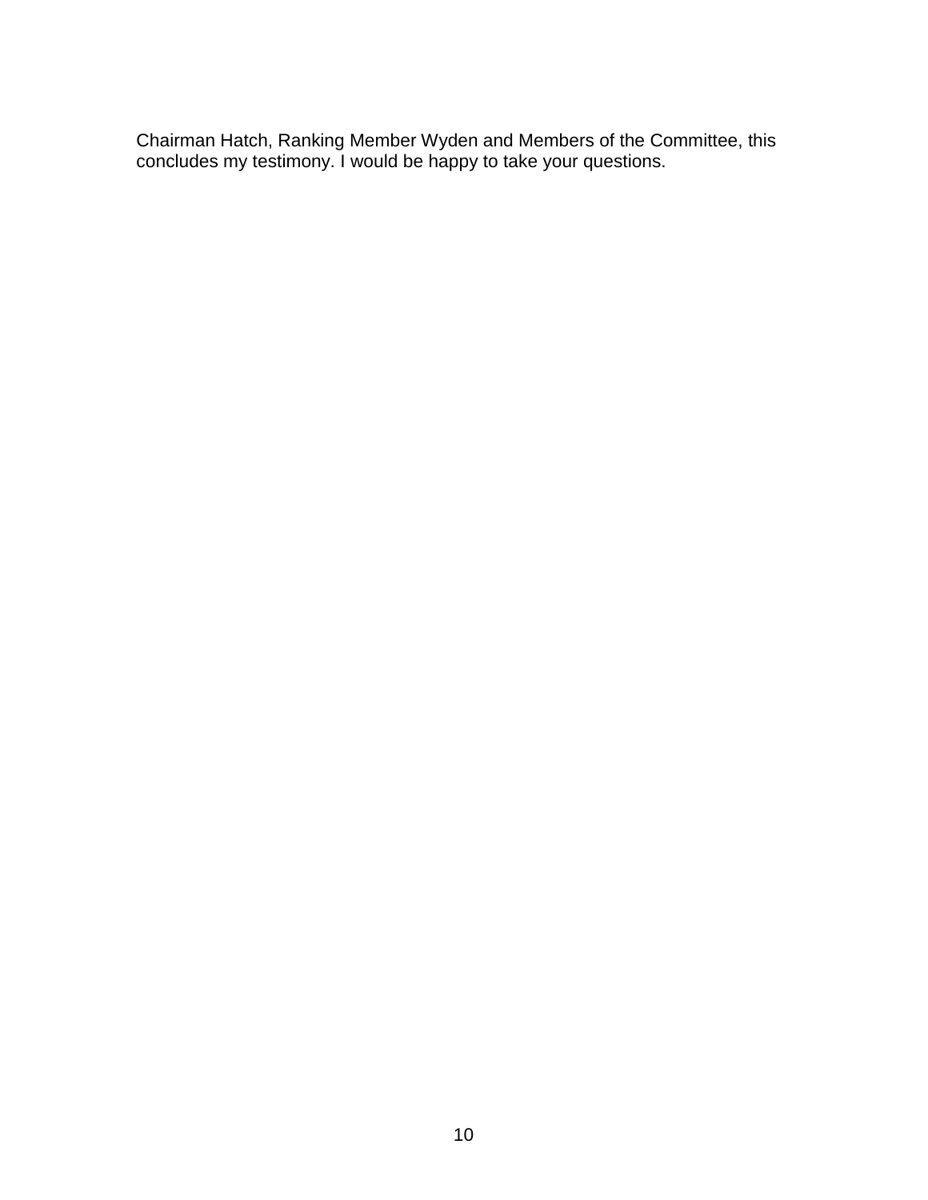Chairman Hatch, Ranking Member Wyden and Members of the Committee, this concludes my testimony. I would be happy to take your questions.